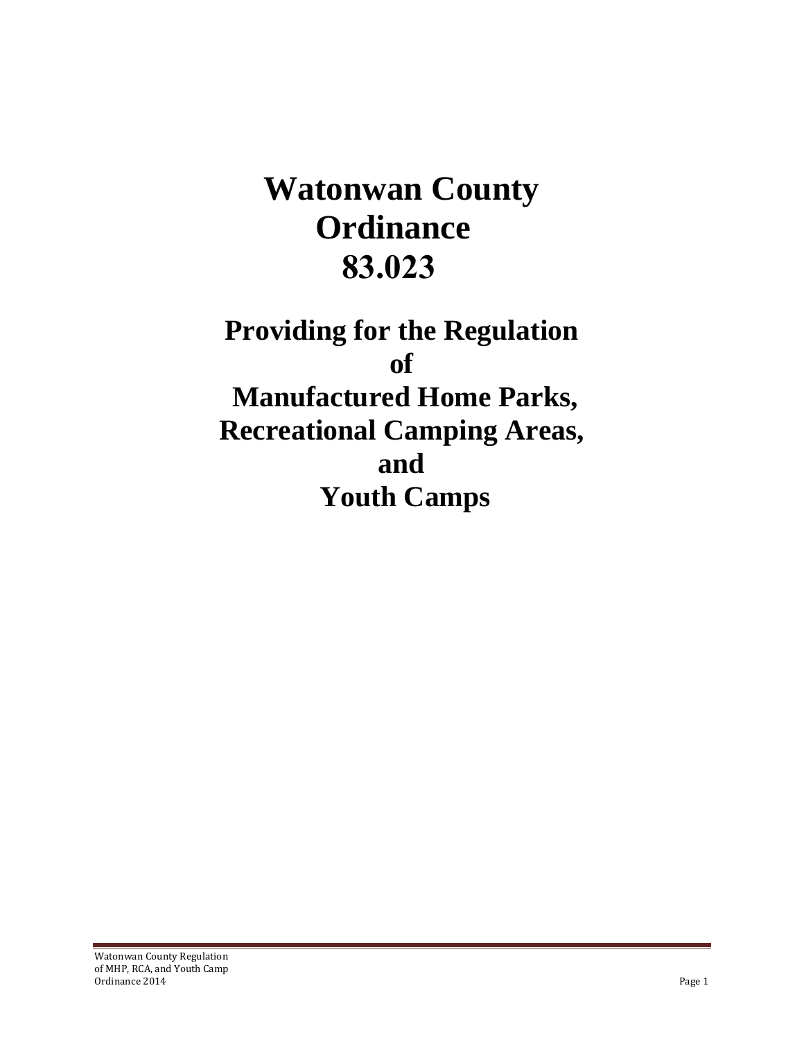# Watonwan County Ordinance 83.023

## Providing for the Regulation of Manufactured Home Parks, Recreational Camping Areas, and Youth Camps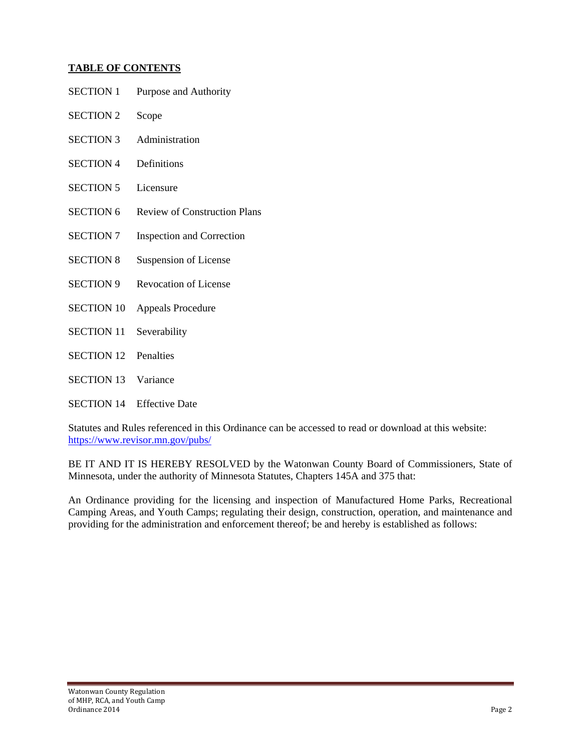**TABLE OF CONTENTS**

| | |
|---|---|
| SECTION 1 | Purpose and Authority |
| SECTION 2 | Scope |
| SECTION 3 | Administration |
| SECTION 4 | Definitions |
| SECTION 5 | Licensure |
| SECTION 6 | Review of Construction Plans |
| SECTION 7 | Inspection and Correction |
| SECTION 8 | Suspension of License |
| SECTION 9 | Revocation of License |
| SECTION 10 | Appeals Procedure |
| SECTION 11 | Severability |
| SECTION 12 | Penalties |
| SECTION 13 | Variance |
| SECTION 14 | Effective Date |

Statutes and Rules referenced in this Ordinance can be accessed to read or download at this website: https://www.revisor.mn.gov/pubs/

BE IT AND IT IS HEREBY RESOLVED by the Watonwan County Board of Commissioners, State of Minnesota, under the authority of Minnesota Statutes, Chapters 145A and 375 that:

An Ordinance providing for the licensing and inspection of Manufactured Home Parks, Recreational Camping Areas, and Youth Camps; regulating their design, construction, operation, and maintenance and providing for the administration and enforcement thereof; be and hereby is established as follows: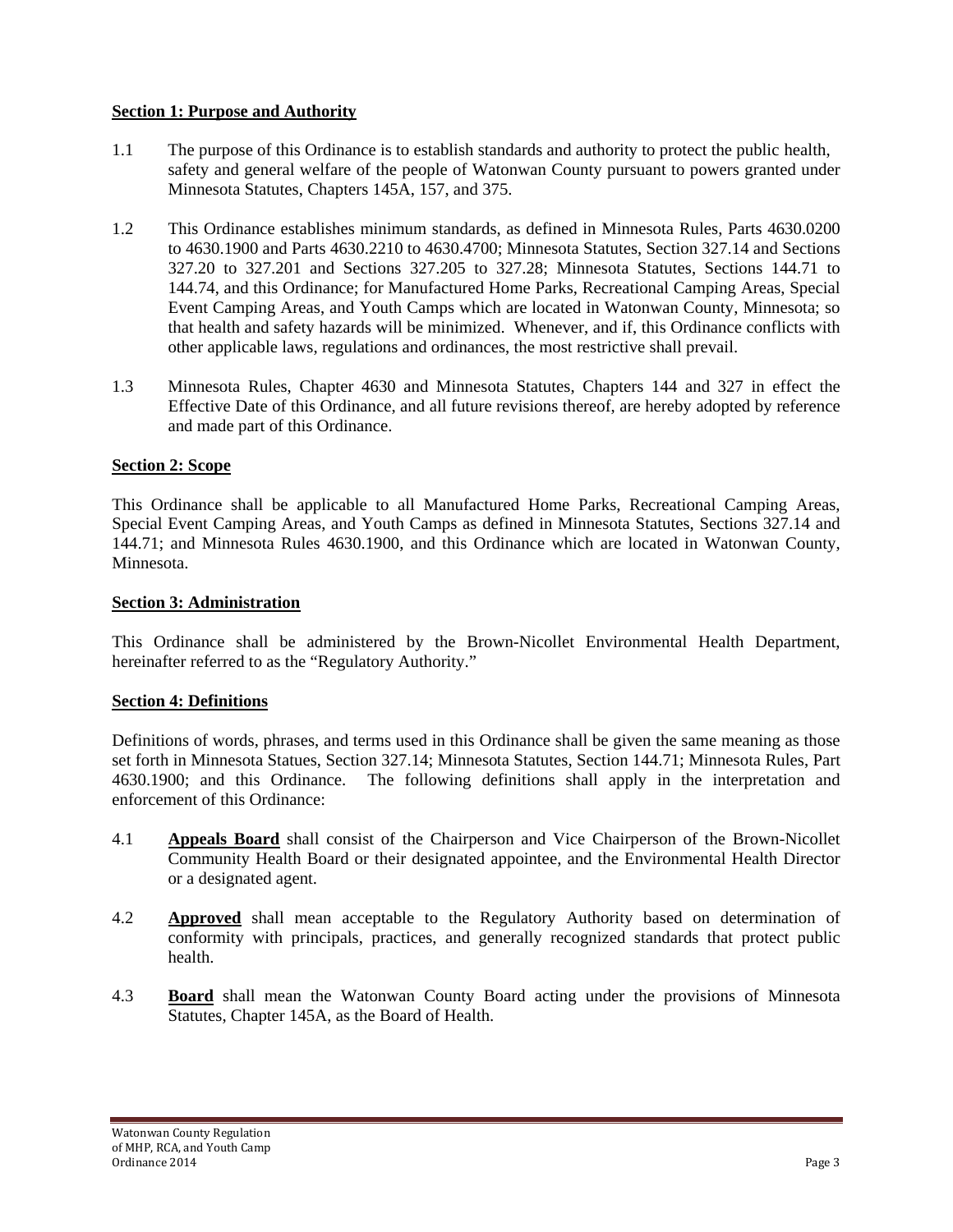## Section 1: Purpose and Authority

1.1 The purpose of this Ordinance is to establish standards and authority to protect the public health, safety and general welfare of the people of Watonwan County pursuant to powers granted under Minnesota Statutes, Chapters 145A, 157, and 375.

1.2 This Ordinance establishes minimum standards, as defined in Minnesota Rules, Parts 4630.0200 to 4630.1900 and Parts 4630.2210 to 4630.4700; Minnesota Statutes, Section 327.14 and Sections 327.20 to 327.201 and Sections 327.205 to 327.28; Minnesota Statutes, Sections 144.71 to 144.74, and this Ordinance; for Manufactured Home Parks, Recreational Camping Areas, Special Event Camping Areas, and Youth Camps which are located in Watonwan County, Minnesota; so that health and safety hazards will be minimized. Whenever, and if, this Ordinance conflicts with other applicable laws, regulations and ordinances, the most restrictive shall prevail.

1.3 Minnesota Rules, Chapter 4630 and Minnesota Statutes, Chapters 144 and 327 in effect the Effective Date of this Ordinance, and all future revisions thereof, are hereby adopted by reference and made part of this Ordinance.

## Section 2: Scope

This Ordinance shall be applicable to all Manufactured Home Parks, Recreational Camping Areas, Special Event Camping Areas, and Youth Camps as defined in Minnesota Statutes, Sections 327.14 and 144.71; and Minnesota Rules 4630.1900, and this Ordinance which are located in Watonwan County, Minnesota.

## Section 3: Administration

This Ordinance shall be administered by the Brown-Nicollet Environmental Health Department, hereinafter referred to as the "Regulatory Authority."

## Section 4: Definitions

Definitions of words, phrases, and terms used in this Ordinance shall be given the same meaning as those set forth in Minnesota Statues, Section 327.14; Minnesota Statutes, Section 144.71; Minnesota Rules, Part 4630.1900; and this Ordinance. The following definitions shall apply in the interpretation and enforcement of this Ordinance:

4.1 **Appeals Board** shall consist of the Chairperson and Vice Chairperson of the Brown-Nicollet Community Health Board or their designated appointee, and the Environmental Health Director or a designated agent.

4.2 **Approved** shall mean acceptable to the Regulatory Authority based on determination of conformity with principals, practices, and generally recognized standards that protect public health.

4.3 **Board** shall mean the Watonwan County Board acting under the provisions of Minnesota Statutes, Chapter 145A, as the Board of Health.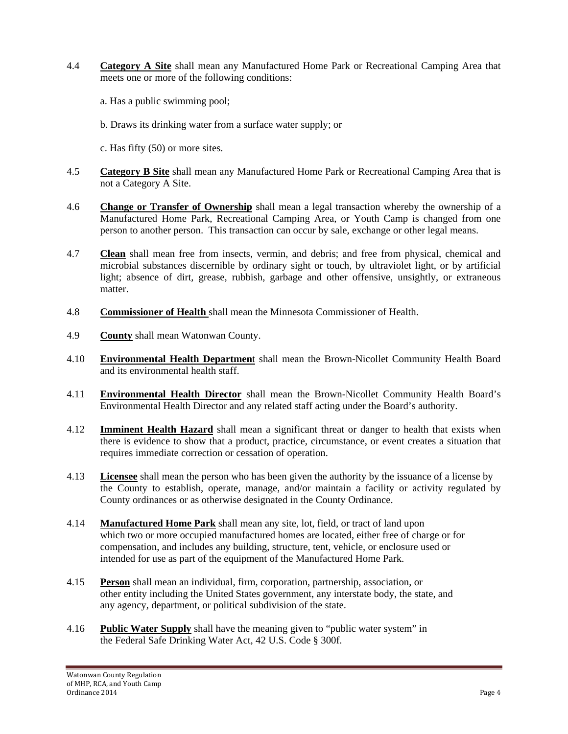4.4 **Category A Site** shall mean any Manufactured Home Park or Recreational Camping Area that meets one or more of the following conditions:

a. Has a public swimming pool;

b. Draws its drinking water from a surface water supply; or

c. Has fifty (50) or more sites.

4.5 **Category B Site** shall mean any Manufactured Home Park or Recreational Camping Area that is not a Category A Site.

4.6 **Change or Transfer of Ownership** shall mean a legal transaction whereby the ownership of a Manufactured Home Park, Recreational Camping Area, or Youth Camp is changed from one person to another person. This transaction can occur by sale, exchange or other legal means.

4.7 **Clean** shall mean free from insects, vermin, and debris; and free from physical, chemical and microbial substances discernible by ordinary sight or touch, by ultraviolet light, or by artificial light; absence of dirt, grease, rubbish, garbage and other offensive, unsightly, or extraneous matter.

4.8 **Commissioner of Health** shall mean the Minnesota Commissioner of Health.

4.9 **County** shall mean Watonwan County.

4.10 **Environmental Health Department** shall mean the Brown-Nicollet Community Health Board and its environmental health staff.

4.11 **Environmental Health Director** shall mean the Brown-Nicollet Community Health Board's Environmental Health Director and any related staff acting under the Board's authority.

4.12 **Imminent Health Hazard** shall mean a significant threat or danger to health that exists when there is evidence to show that a product, practice, circumstance, or event creates a situation that requires immediate correction or cessation of operation.

4.13 **Licensee** shall mean the person who has been given the authority by the issuance of a license by the County to establish, operate, manage, and/or maintain a facility or activity regulated by County ordinances or as otherwise designated in the County Ordinance.

4.14 **Manufactured Home Park** shall mean any site, lot, field, or tract of land upon which two or more occupied manufactured homes are located, either free of charge or for compensation, and includes any building, structure, tent, vehicle, or enclosure used or intended for use as part of the equipment of the Manufactured Home Park.

4.15 **Person** shall mean an individual, firm, corporation, partnership, association, or other entity including the United States government, any interstate body, the state, and any agency, department, or political subdivision of the state.

4.16 **Public Water Supply** shall have the meaning given to "public water system" in the Federal Safe Drinking Water Act, 42 U.S. Code § 300f.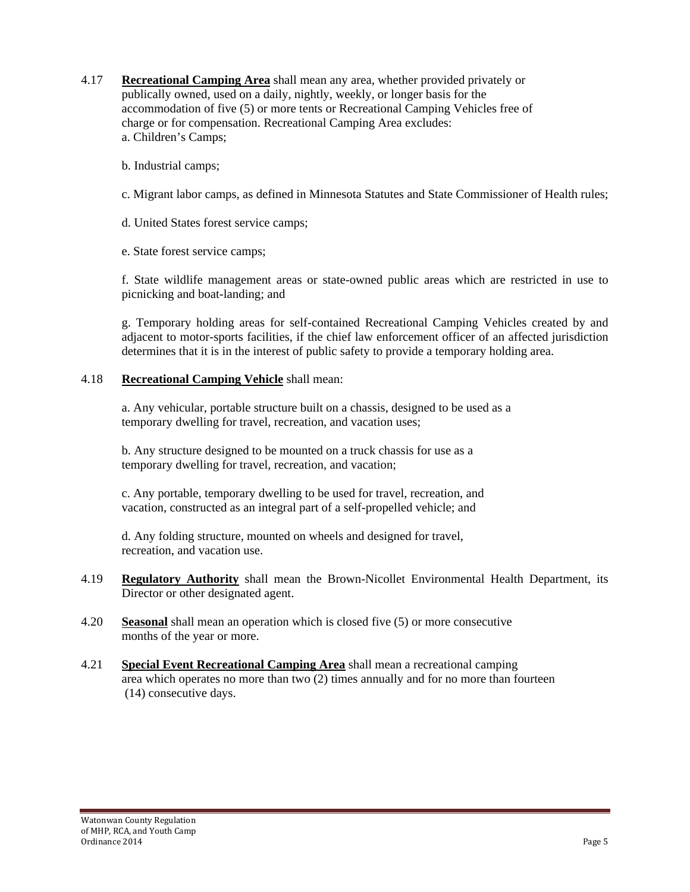4.17 **Recreational Camping Area** shall mean any area, whether provided privately or publically owned, used on a daily, nightly, weekly, or longer basis for the accommodation of five (5) or more tents or Recreational Camping Vehicles free of charge or for compensation. Recreational Camping Area excludes:

a. Children's Camps;

b. Industrial camps;

c. Migrant labor camps, as defined in Minnesota Statutes and State Commissioner of Health rules;

d. United States forest service camps;

e. State forest service camps;

f. State wildlife management areas or state-owned public areas which are restricted in use to picnicking and boat-landing; and

g. Temporary holding areas for self-contained Recreational Camping Vehicles created by and adjacent to motor-sports facilities, if the chief law enforcement officer of an affected jurisdiction determines that it is in the interest of public safety to provide a temporary holding area.

4.18 **Recreational Camping Vehicle** shall mean:

a. Any vehicular, portable structure built on a chassis, designed to be used as a temporary dwelling for travel, recreation, and vacation uses;

b. Any structure designed to be mounted on a truck chassis for use as a temporary dwelling for travel, recreation, and vacation;

c. Any portable, temporary dwelling to be used for travel, recreation, and vacation, constructed as an integral part of a self-propelled vehicle; and

d. Any folding structure, mounted on wheels and designed for travel, recreation, and vacation use.

4.19 **Regulatory Authority** shall mean the Brown-Nicollet Environmental Health Department, its Director or other designated agent.

4.20 **Seasonal** shall mean an operation which is closed five (5) or more consecutive months of the year or more.

4.21 **Special Event Recreational Camping Area** shall mean a recreational camping area which operates no more than two (2) times annually and for no more than fourteen (14) consecutive days.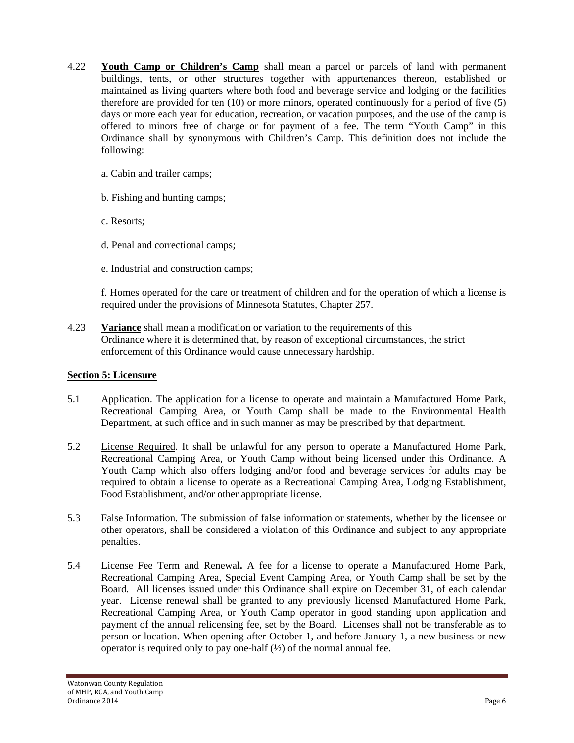4.22 **Youth Camp or Children's Camp** shall mean a parcel or parcels of land with permanent buildings, tents, or other structures together with appurtenances thereon, established or maintained as living quarters where both food and beverage service and lodging or the facilities therefore are provided for ten (10) or more minors, operated continuously for a period of five (5) days or more each year for education, recreation, or vacation purposes, and the use of the camp is offered to minors free of charge or for payment of a fee. The term "Youth Camp" in this Ordinance shall by synonymous with Children's Camp. This definition does not include the following:

a. Cabin and trailer camps;

b. Fishing and hunting camps;

c. Resorts;

d. Penal and correctional camps;

e. Industrial and construction camps;

f. Homes operated for the care or treatment of children and for the operation of which a license is required under the provisions of Minnesota Statutes, Chapter 257.

4.23 **Variance** shall mean a modification or variation to the requirements of this Ordinance where it is determined that, by reason of exceptional circumstances, the strict enforcement of this Ordinance would cause unnecessary hardship.

## Section 5: Licensure

5.1 Application. The application for a license to operate and maintain a Manufactured Home Park, Recreational Camping Area, or Youth Camp shall be made to the Environmental Health Department, at such office and in such manner as may be prescribed by that department.

5.2 License Required. It shall be unlawful for any person to operate a Manufactured Home Park, Recreational Camping Area, or Youth Camp without being licensed under this Ordinance. A Youth Camp which also offers lodging and/or food and beverage services for adults may be required to obtain a license to operate as a Recreational Camping Area, Lodging Establishment, Food Establishment, and/or other appropriate license.

5.3 False Information. The submission of false information or statements, whether by the licensee or other operators, shall be considered a violation of this Ordinance and subject to any appropriate penalties.

5.4 License Fee Term and Renewal**.** A fee for a license to operate a Manufactured Home Park, Recreational Camping Area, Special Event Camping Area, or Youth Camp shall be set by the Board. All licenses issued under this Ordinance shall expire on December 31, of each calendar year. License renewal shall be granted to any previously licensed Manufactured Home Park, Recreational Camping Area, or Youth Camp operator in good standing upon application and payment of the annual relicensing fee, set by the Board. Licenses shall not be transferable as to person or location. When opening after October 1, and before January 1, a new business or new operator is required only to pay one-half (½) of the normal annual fee.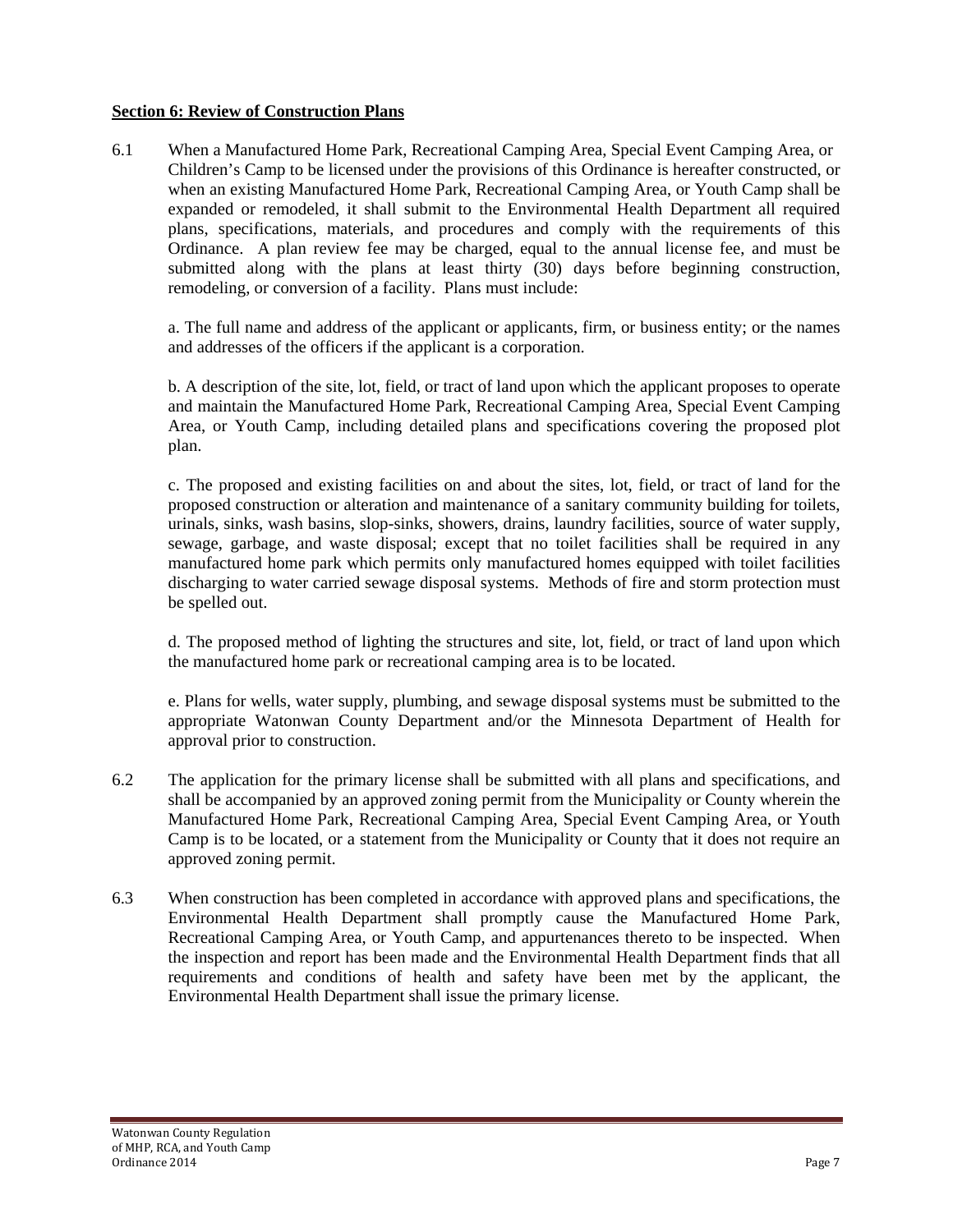**Section 6: Review of Construction Plans**

6.1 When a Manufactured Home Park, Recreational Camping Area, Special Event Camping Area, or Children's Camp to be licensed under the provisions of this Ordinance is hereafter constructed, or when an existing Manufactured Home Park, Recreational Camping Area, or Youth Camp shall be expanded or remodeled, it shall submit to the Environmental Health Department all required plans, specifications, materials, and procedures and comply with the requirements of this Ordinance. A plan review fee may be charged, equal to the annual license fee, and must be submitted along with the plans at least thirty (30) days before beginning construction, remodeling, or conversion of a facility. Plans must include:

a. The full name and address of the applicant or applicants, firm, or business entity; or the names and addresses of the officers if the applicant is a corporation.

b. A description of the site, lot, field, or tract of land upon which the applicant proposes to operate and maintain the Manufactured Home Park, Recreational Camping Area, Special Event Camping Area, or Youth Camp, including detailed plans and specifications covering the proposed plot plan.

c. The proposed and existing facilities on and about the sites, lot, field, or tract of land for the proposed construction or alteration and maintenance of a sanitary community building for toilets, urinals, sinks, wash basins, slop-sinks, showers, drains, laundry facilities, source of water supply, sewage, garbage, and waste disposal; except that no toilet facilities shall be required in any manufactured home park which permits only manufactured homes equipped with toilet facilities discharging to water carried sewage disposal systems. Methods of fire and storm protection must be spelled out.

d. The proposed method of lighting the structures and site, lot, field, or tract of land upon which the manufactured home park or recreational camping area is to be located.

e. Plans for wells, water supply, plumbing, and sewage disposal systems must be submitted to the appropriate Watonwan County Department and/or the Minnesota Department of Health for approval prior to construction.

6.2 The application for the primary license shall be submitted with all plans and specifications, and shall be accompanied by an approved zoning permit from the Municipality or County wherein the Manufactured Home Park, Recreational Camping Area, Special Event Camping Area, or Youth Camp is to be located, or a statement from the Municipality or County that it does not require an approved zoning permit.

6.3 When construction has been completed in accordance with approved plans and specifications, the Environmental Health Department shall promptly cause the Manufactured Home Park, Recreational Camping Area, or Youth Camp, and appurtenances thereto to be inspected. When the inspection and report has been made and the Environmental Health Department finds that all requirements and conditions of health and safety have been met by the applicant, the Environmental Health Department shall issue the primary license.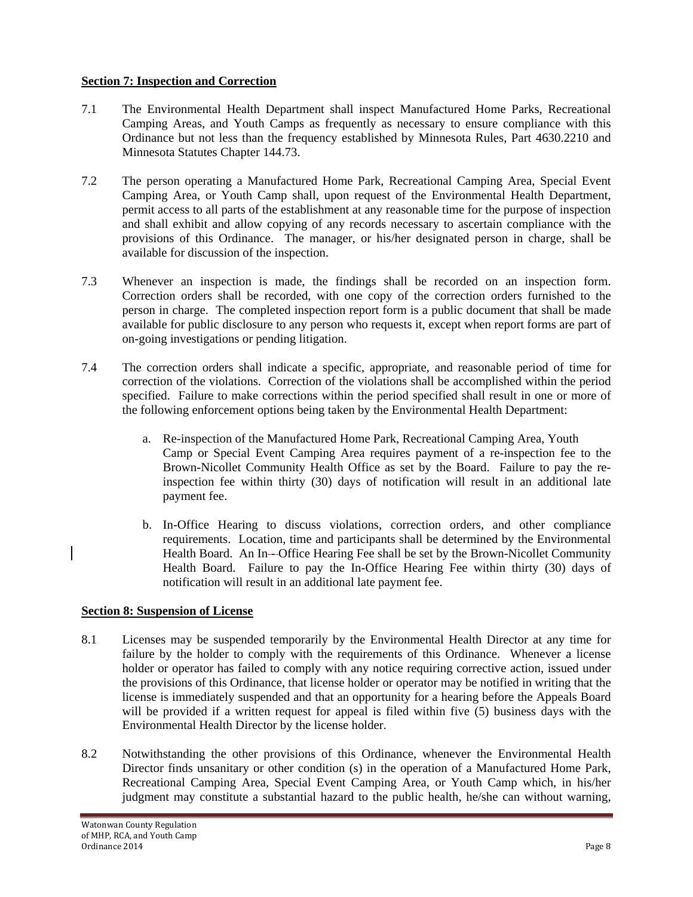**Section 7: Inspection and Correction**

7.1 The Environmental Health Department shall inspect Manufactured Home Parks, Recreational Camping Areas, and Youth Camps as frequently as necessary to ensure compliance with this Ordinance but not less than the frequency established by Minnesota Rules, Part 4630.2210 and Minnesota Statutes Chapter 144.73.

7.2 The person operating a Manufactured Home Park, Recreational Camping Area, Special Event Camping Area, or Youth Camp shall, upon request of the Environmental Health Department, permit access to all parts of the establishment at any reasonable time for the purpose of inspection and shall exhibit and allow copying of any records necessary to ascertain compliance with the provisions of this Ordinance. The manager, or his/her designated person in charge, shall be available for discussion of the inspection.

7.3 Whenever an inspection is made, the findings shall be recorded on an inspection form. Correction orders shall be recorded, with one copy of the correction orders furnished to the person in charge. The completed inspection report form is a public document that shall be made available for public disclosure to any person who requests it, except when report forms are part of on-going investigations or pending litigation.

7.4 The correction orders shall indicate a specific, appropriate, and reasonable period of time for correction of the violations. Correction of the violations shall be accomplished within the period specified. Failure to make corrections within the period specified shall result in one or more of the following enforcement options being taken by the Environmental Health Department:

a. Re-inspection of the Manufactured Home Park, Recreational Camping Area, Youth Camp or Special Event Camping Area requires payment of a re-inspection fee to the Brown-Nicollet Community Health Office as set by the Board. Failure to pay the re-inspection fee within thirty (30) days of notification will result in an additional late payment fee.

b. In-Office Hearing to discuss violations, correction orders, and other compliance requirements. Location, time and participants shall be determined by the Environmental Health Board. An In-Office Hearing Fee shall be set by the Brown-Nicollet Community Health Board. Failure to pay the In-Office Hearing Fee within thirty (30) days of notification will result in an additional late payment fee.

**Section 8: Suspension of License**

8.1 Licenses may be suspended temporarily by the Environmental Health Director at any time for failure by the holder to comply with the requirements of this Ordinance. Whenever a license holder or operator has failed to comply with any notice requiring corrective action, issued under the provisions of this Ordinance, that license holder or operator may be notified in writing that the license is immediately suspended and that an opportunity for a hearing before the Appeals Board will be provided if a written request for appeal is filed within five (5) business days with the Environmental Health Director by the license holder.

8.2 Notwithstanding the other provisions of this Ordinance, whenever the Environmental Health Director finds unsanitary or other condition (s) in the operation of a Manufactured Home Park, Recreational Camping Area, Special Event Camping Area, or Youth Camp which, in his/her judgment may constitute a substantial hazard to the public health, he/she can without warning,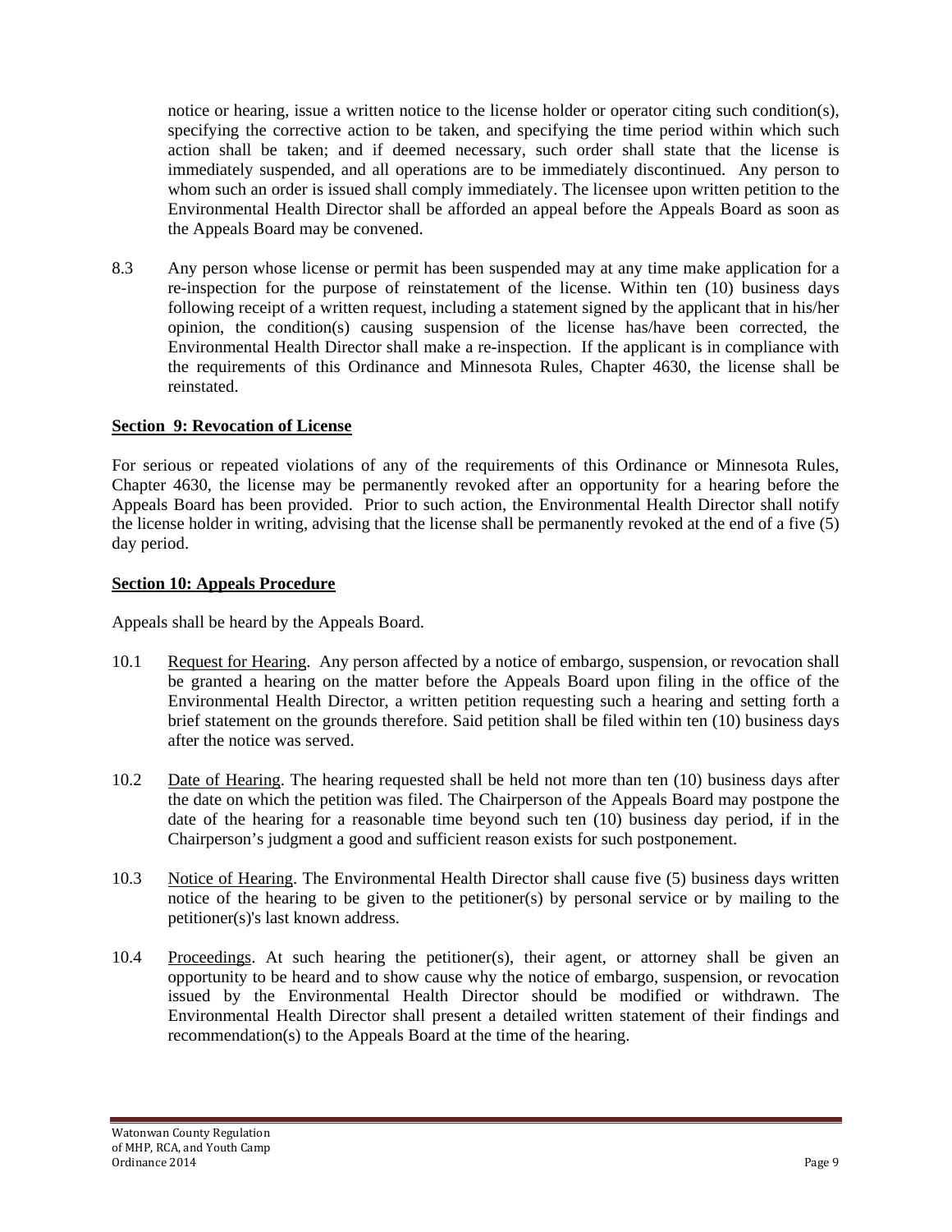notice or hearing, issue a written notice to the license holder or operator citing such condition(s), specifying the corrective action to be taken, and specifying the time period within which such action shall be taken; and if deemed necessary, such order shall state that the license is immediately suspended, and all operations are to be immediately discontinued. Any person to whom such an order is issued shall comply immediately. The licensee upon written petition to the Environmental Health Director shall be afforded an appeal before the Appeals Board as soon as the Appeals Board may be convened.

8.3 Any person whose license or permit has been suspended may at any time make application for a re-inspection for the purpose of reinstatement of the license. Within ten (10) business days following receipt of a written request, including a statement signed by the applicant that in his/her opinion, the condition(s) causing suspension of the license has/have been corrected, the Environmental Health Director shall make a re-inspection. If the applicant is in compliance with the requirements of this Ordinance and Minnesota Rules, Chapter 4630, the license shall be reinstated.

## Section 9: Revocation of License

For serious or repeated violations of any of the requirements of this Ordinance or Minnesota Rules, Chapter 4630, the license may be permanently revoked after an opportunity for a hearing before the Appeals Board has been provided. Prior to such action, the Environmental Health Director shall notify the license holder in writing, advising that the license shall be permanently revoked at the end of a five (5) day period.

## Section 10: Appeals Procedure

Appeals shall be heard by the Appeals Board.

10.1 Request for Hearing. Any person affected by a notice of embargo, suspension, or revocation shall be granted a hearing on the matter before the Appeals Board upon filing in the office of the Environmental Health Director, a written petition requesting such a hearing and setting forth a brief statement on the grounds therefore. Said petition shall be filed within ten (10) business days after the notice was served.

10.2 Date of Hearing. The hearing requested shall be held not more than ten (10) business days after the date on which the petition was filed. The Chairperson of the Appeals Board may postpone the date of the hearing for a reasonable time beyond such ten (10) business day period, if in the Chairperson's judgment a good and sufficient reason exists for such postponement.

10.3 Notice of Hearing. The Environmental Health Director shall cause five (5) business days written notice of the hearing to be given to the petitioner(s) by personal service or by mailing to the petitioner(s)'s last known address.

10.4 Proceedings. At such hearing the petitioner(s), their agent, or attorney shall be given an opportunity to be heard and to show cause why the notice of embargo, suspension, or revocation issued by the Environmental Health Director should be modified or withdrawn. The Environmental Health Director shall present a detailed written statement of their findings and recommendation(s) to the Appeals Board at the time of the hearing.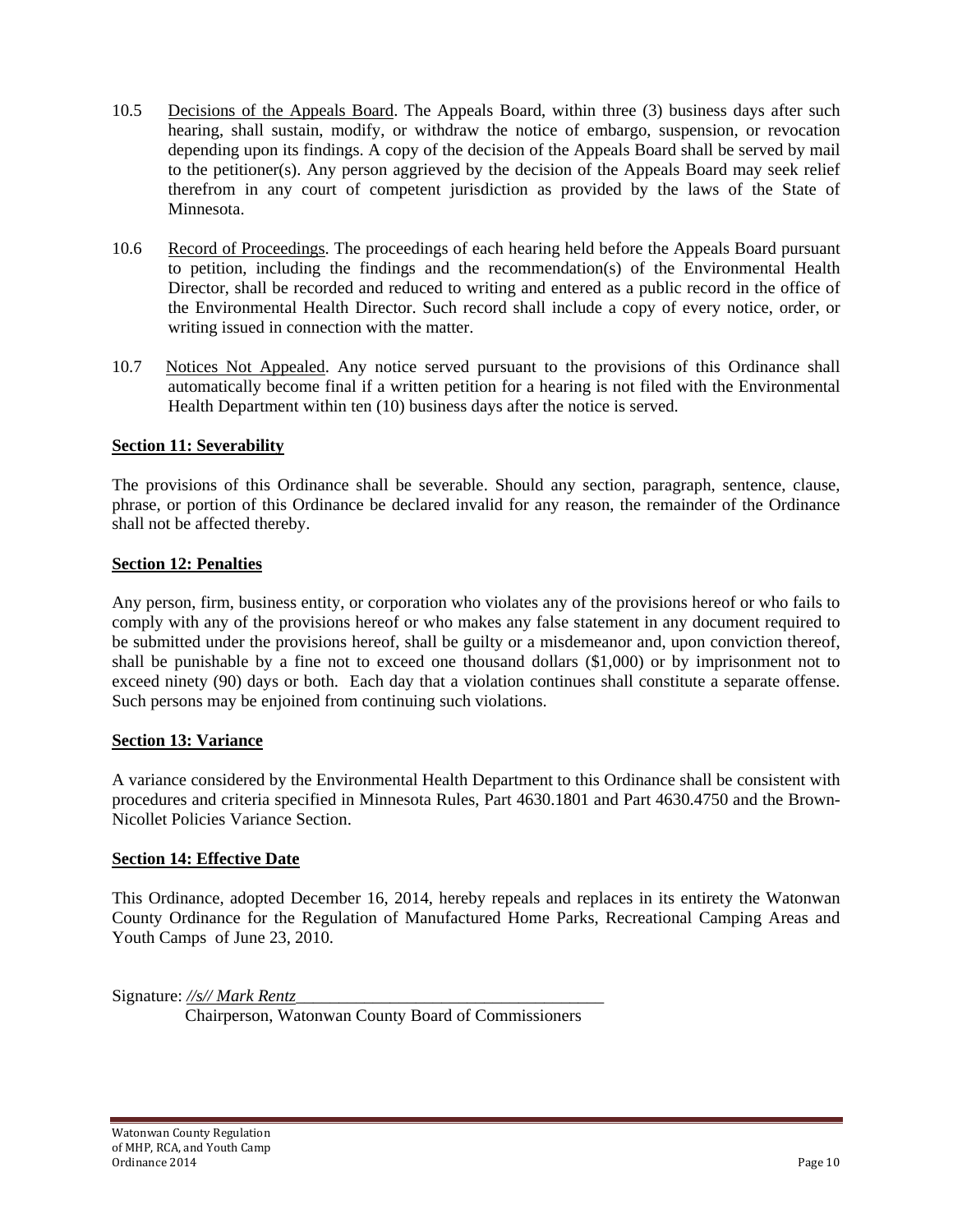10.5 Decisions of the Appeals Board. The Appeals Board, within three (3) business days after such hearing, shall sustain, modify, or withdraw the notice of embargo, suspension, or revocation depending upon its findings. A copy of the decision of the Appeals Board shall be served by mail to the petitioner(s). Any person aggrieved by the decision of the Appeals Board may seek relief therefrom in any court of competent jurisdiction as provided by the laws of the State of Minnesota.

10.6 Record of Proceedings. The proceedings of each hearing held before the Appeals Board pursuant to petition, including the findings and the recommendation(s) of the Environmental Health Director, shall be recorded and reduced to writing and entered as a public record in the office of the Environmental Health Director. Such record shall include a copy of every notice, order, or writing issued in connection with the matter.

10.7 Notices Not Appealed. Any notice served pursuant to the provisions of this Ordinance shall automatically become final if a written petition for a hearing is not filed with the Environmental Health Department within ten (10) business days after the notice is served.

**Section 11: Severability**

The provisions of this Ordinance shall be severable. Should any section, paragraph, sentence, clause, phrase, or portion of this Ordinance be declared invalid for any reason, the remainder of the Ordinance shall not be affected thereby.

**Section 12: Penalties**

Any person, firm, business entity, or corporation who violates any of the provisions hereof or who fails to comply with any of the provisions hereof or who makes any false statement in any document required to be submitted under the provisions hereof, shall be guilty or a misdemeanor and, upon conviction thereof, shall be punishable by a fine not to exceed one thousand dollars ($1,000) or by imprisonment not to exceed ninety (90) days or both. Each day that a violation continues shall constitute a separate offense. Such persons may be enjoined from continuing such violations.

**Section 13: Variance**

A variance considered by the Environmental Health Department to this Ordinance shall be consistent with procedures and criteria specified in Minnesota Rules, Part 4630.1801 and Part 4630.4750 and the Brown-Nicollet Policies Variance Section.

**Section 14: Effective Date**

This Ordinance, adopted December 16, 2014, hereby repeals and replaces in its entirety the Watonwan County Ordinance for the Regulation of Manufactured Home Parks, Recreational Camping Areas and Youth Camps of June 23, 2010.

Signature: *//s// Mark Rentz*____________________________________
Chairperson, Watonwan County Board of Commissioners